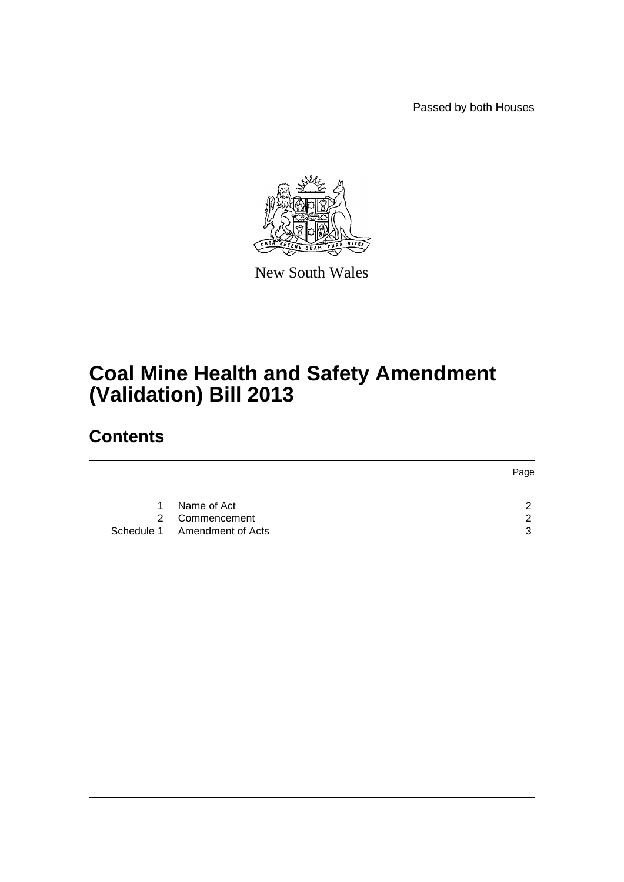Passed by both Houses

New South Wales

# Coal Mine Health and Safety Amendment (Validation) Bill 2013

## Contents

| | | Page |
|---|---|---|
| 1 | Name of Act | 2 |
| 2 | Commencement | 2 |
| Schedule 1 | Amendment of Acts | 3 |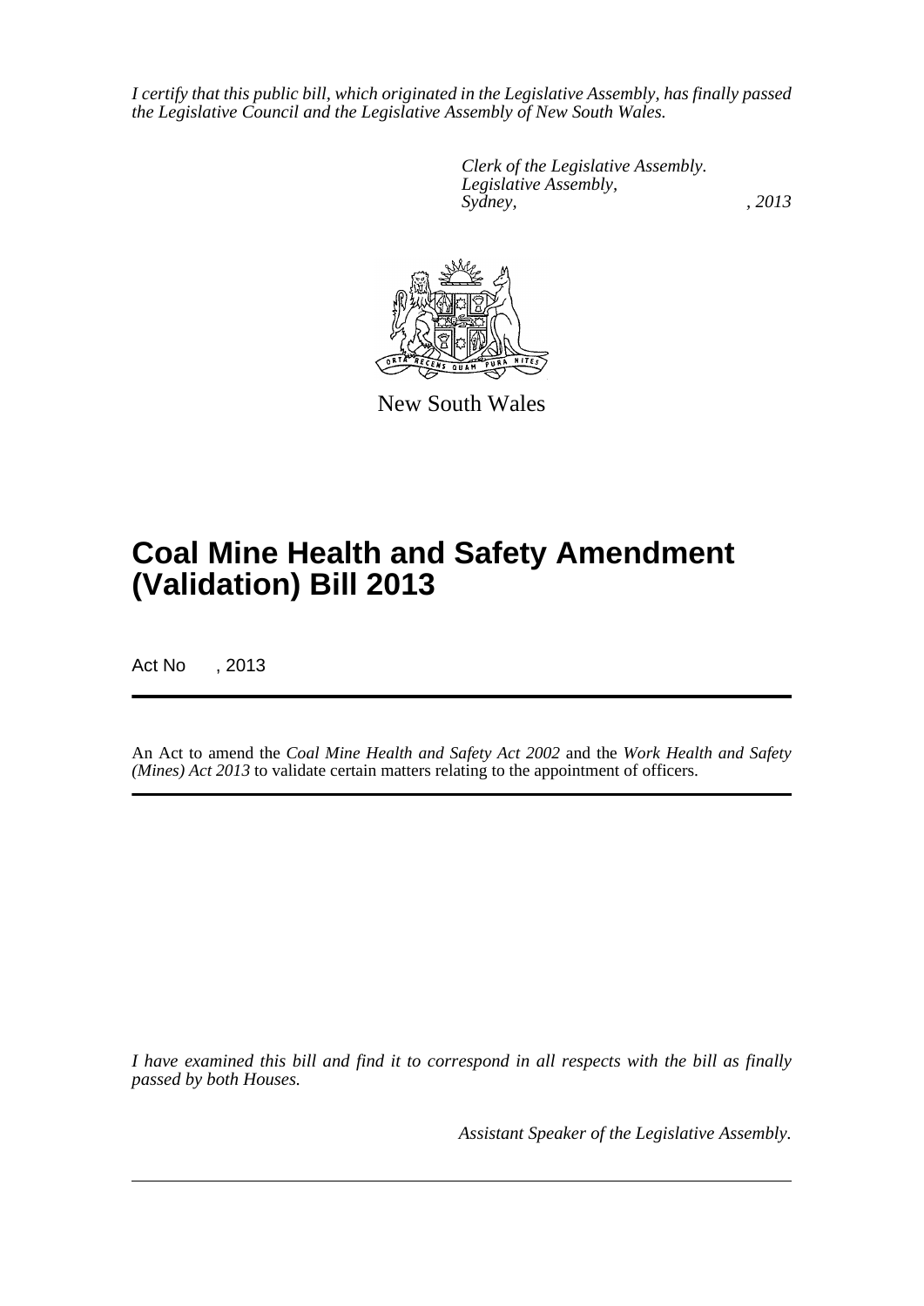*I certify that this public bill, which originated in the Legislative Assembly, has finally passed the Legislative Council and the Legislative Assembly of New South Wales.*

*Clerk of the Legislative Assembly.*
*Legislative Assembly,*
*Sydney, , 2013*

New South Wales

# Coal Mine Health and Safety Amendment (Validation) Bill 2013

Act No , 2013

An Act to amend the *Coal Mine Health and Safety Act 2002* and the *Work Health and Safety (Mines) Act 2013* to validate certain matters relating to the appointment of officers.

*I have examined this bill and find it to correspond in all respects with the bill as finally passed by both Houses.*

*Assistant Speaker of the Legislative Assembly.*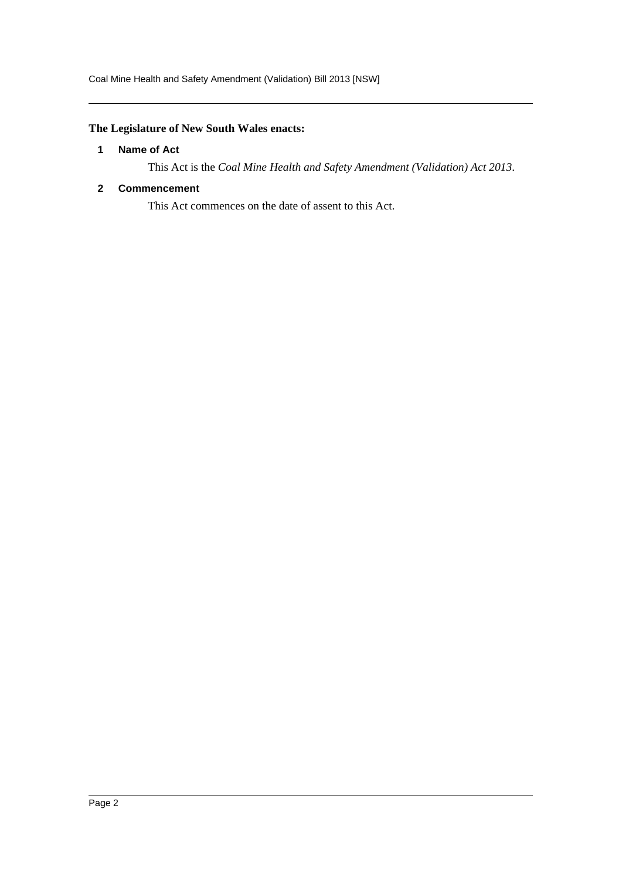**The Legislature of New South Wales enacts:**

### 1 Name of Act

This Act is the *Coal Mine Health and Safety Amendment (Validation) Act 2013*.

### 2 Commencement

This Act commences on the date of assent to this Act.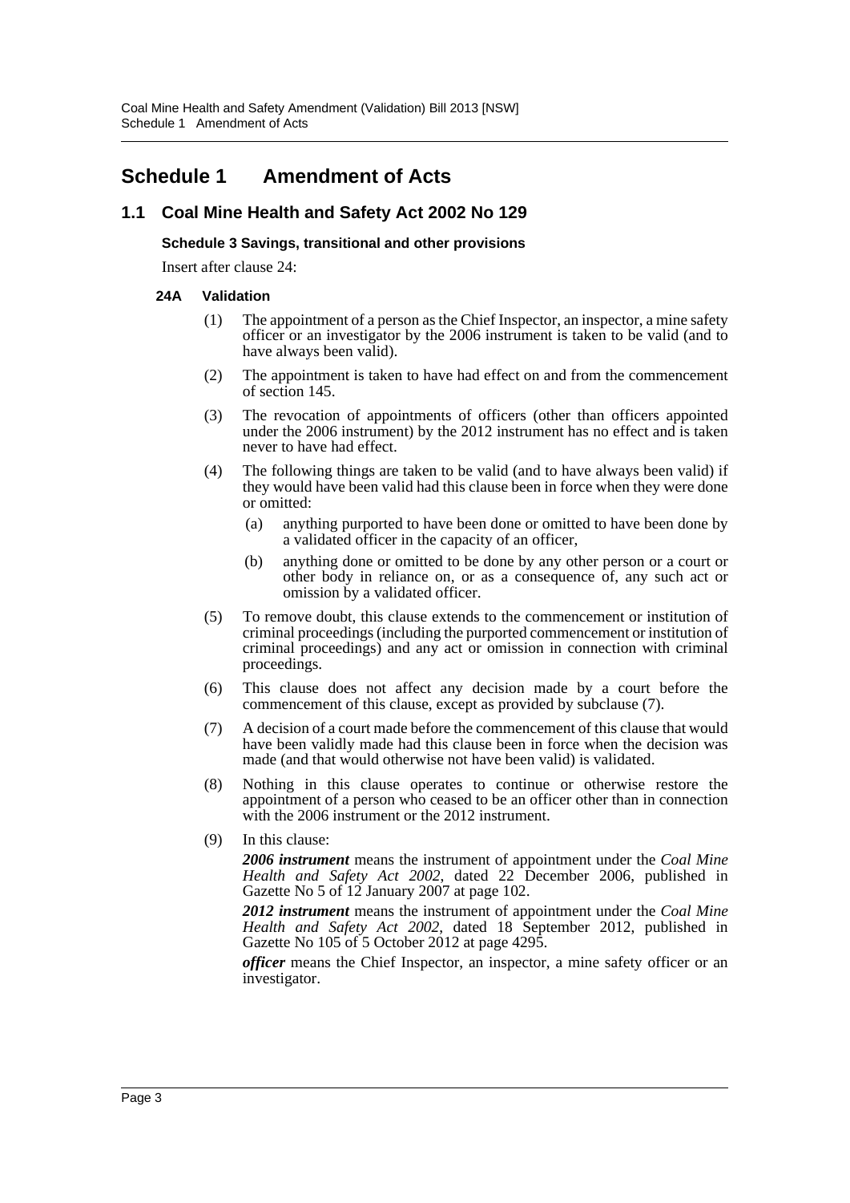# Schedule 1 Amendment of Acts

## 1.1 Coal Mine Health and Safety Act 2002 No 129

### Schedule 3 Savings, transitional and other provisions

Insert after clause 24:

#### 24A Validation

(1) The appointment of a person as the Chief Inspector, an inspector, a mine safety officer or an investigator by the 2006 instrument is taken to be valid (and to have always been valid).

(2) The appointment is taken to have had effect on and from the commencement of section 145.

(3) The revocation of appointments of officers (other than officers appointed under the 2006 instrument) by the 2012 instrument has no effect and is taken never to have had effect.

(4) The following things are taken to be valid (and to have always been valid) if they would have been valid had this clause been in force when they were done or omitted:

(a) anything purported to have been done or omitted to have been done by a validated officer in the capacity of an officer,

(b) anything done or omitted to be done by any other person or a court or other body in reliance on, or as a consequence of, any such act or omission by a validated officer.

(5) To remove doubt, this clause extends to the commencement or institution of criminal proceedings (including the purported commencement or institution of criminal proceedings) and any act or omission in connection with criminal proceedings.

(6) This clause does not affect any decision made by a court before the commencement of this clause, except as provided by subclause (7).

(7) A decision of a court made before the commencement of this clause that would have been validly made had this clause been in force when the decision was made (and that would otherwise not have been valid) is validated.

(8) Nothing in this clause operates to continue or otherwise restore the appointment of a person who ceased to be an officer other than in connection with the 2006 instrument or the 2012 instrument.

(9) In this clause:

***2006 instrument*** means the instrument of appointment under the *Coal Mine Health and Safety Act 2002*, dated 22 December 2006, published in Gazette No 5 of 12 January 2007 at page 102.

***2012 instrument*** means the instrument of appointment under the *Coal Mine Health and Safety Act 2002*, dated 18 September 2012, published in Gazette No 105 of 5 October 2012 at page 4295.

***officer*** means the Chief Inspector, an inspector, a mine safety officer or an investigator.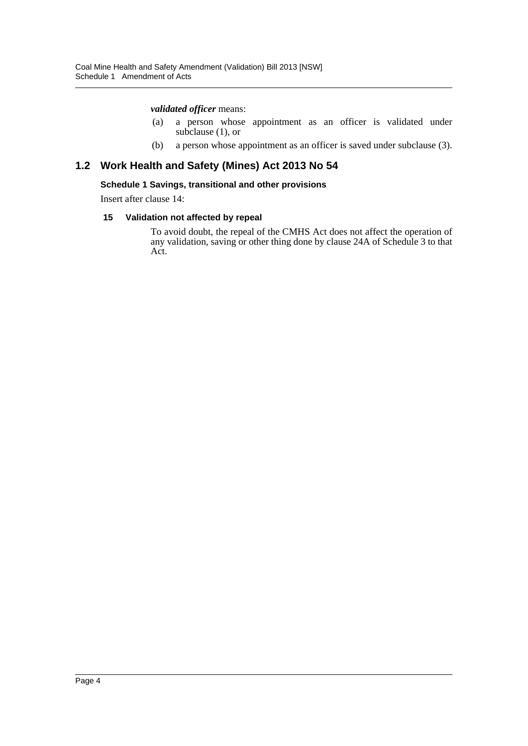***validated officer*** means:

(a) a person whose appointment as an officer is validated under subclause (1), or

(b) a person whose appointment as an officer is saved under subclause (3).

## 1.2 Work Health and Safety (Mines) Act 2013 No 54

**Schedule 1 Savings, transitional and other provisions**

Insert after clause 14:

### 15 Validation not affected by repeal

To avoid doubt, the repeal of the CMHS Act does not affect the operation of any validation, saving or other thing done by clause 24A of Schedule 3 to that Act.